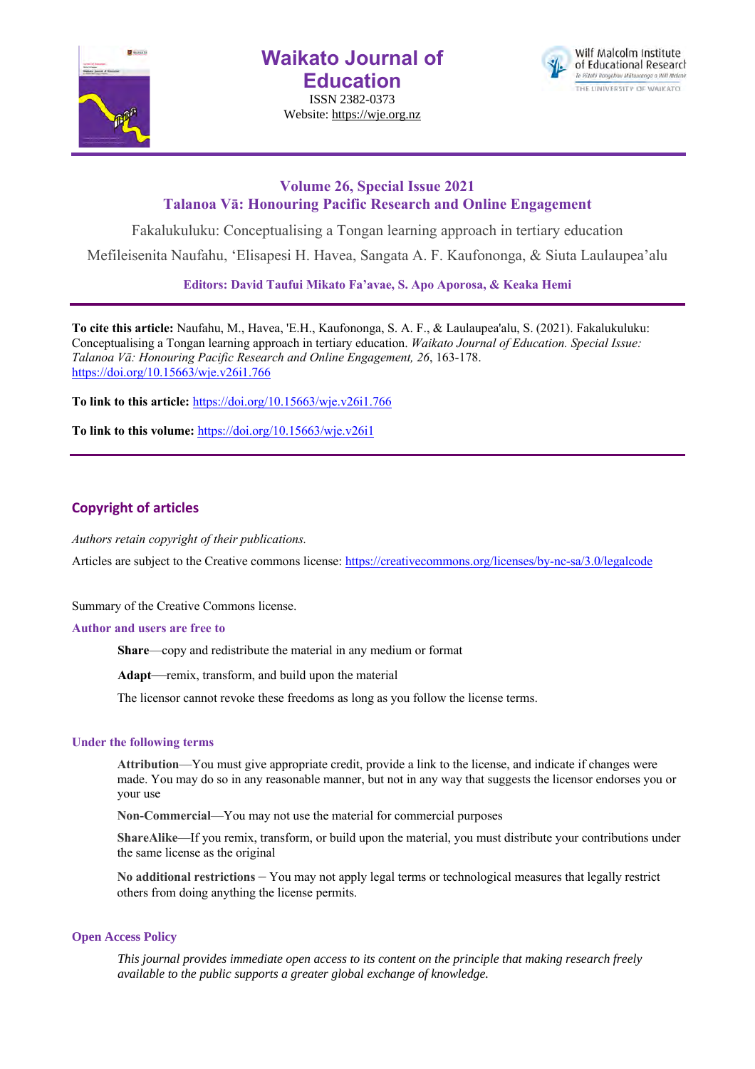# Waikato Journal of Education

ISSN 2382-0373

Website: https://wje.org.nz

Wilf Malcolm Institute of Educational Research

Te Pūtahi Rangahau Mātauranga o Wilf Malcolm

THE UNIVERSITY OF WAIKATO

**Volume 26, Special Issue 2021**

**Talanoa Vā: Honouring Pacific Research and Online Engagement**

Fakalukuluku: Conceptualising a Tongan learning approach in tertiary education

Mefileisenita Naufahu, ʻElisapesi H. Havea, Sangata A. F. Kaufononga, & Siuta Laulaupeaʼalu

**Editors: David Taufui Mikato Faʼavae, S. Apo Aporosa, & Keaka Hemi**

---

**To cite this article:** Naufahu, M., Havea, 'E.H., Kaufononga, S. A. F., & Laulaupea'alu, S. (2021). Fakalukuluku: Conceptualising a Tongan learning approach in tertiary education. *Waikato Journal of Education. Special Issue: Talanoa Vā: Honouring Pacific Research and Online Engagement, 26*, 163-178. https://doi.org/10.15663/wje.v26i1.766

**To link to this article:** https://doi.org/10.15663/wje.v26i1.766

**To link to this volume:** https://doi.org/10.15663/wje.v26i1

---

## Copyright of articles

*Authors retain copyright of their publications.*

Articles are subject to the Creative commons license: https://creativecommons.org/licenses/by-nc-sa/3.0/legalcode

Summary of the Creative Commons license.

### Author and users are free to

**Share**—copy and redistribute the material in any medium or format

**Adapt**—remix, transform, and build upon the material

The licensor cannot revoke these freedoms as long as you follow the license terms.

### Under the following terms

**Attribution**—You must give appropriate credit, provide a link to the license, and indicate if changes were made. You may do so in any reasonable manner, but not in any way that suggests the licensor endorses you or your use

**Non-Commercial**—You may not use the material for commercial purposes

**ShareAlike**—If you remix, transform, or build upon the material, you must distribute your contributions under the same license as the original

**No additional restrictions** – You may not apply legal terms or technological measures that legally restrict others from doing anything the license permits.

### Open Access Policy

*This journal provides immediate open access to its content on the principle that making research freely available to the public supports a greater global exchange of knowledge.*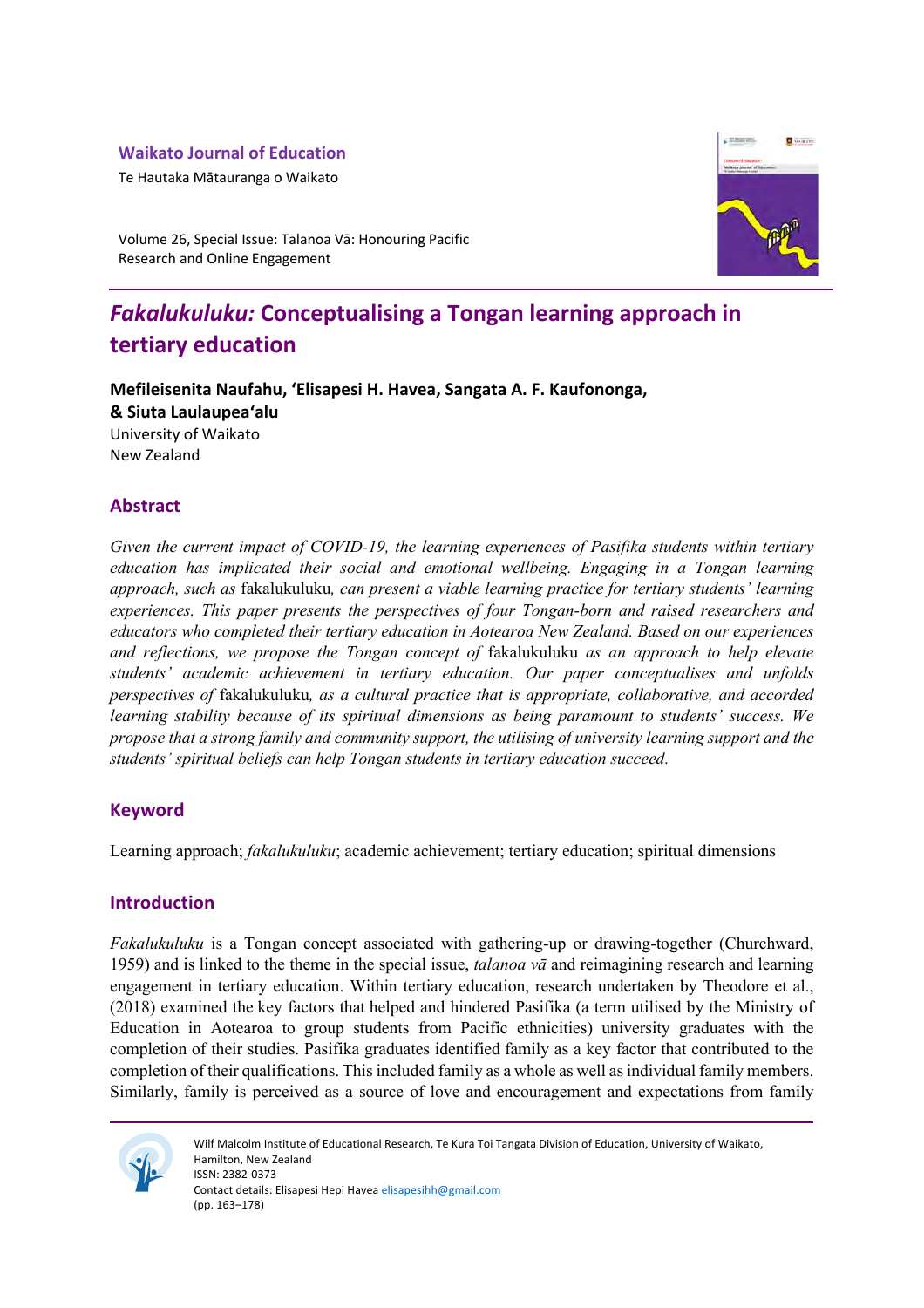# *Fakalukuluku:* Conceptualising a Tongan learning approach in tertiary education

**Mefileisenita Naufahu, ʻElisapesi H. Havea, Sangata A. F. Kaufononga, & Siuta Laulaupeaʻalu**
University of Waikato
New Zealand

## Abstract

*Given the current impact of COVID-19, the learning experiences of Pasifika students within tertiary education has implicated their social and emotional wellbeing. Engaging in a Tongan learning approach, such as* fakalukuluku*, can present a viable learning practice for tertiary students' learning experiences. This paper presents the perspectives of four Tongan-born and raised researchers and educators who completed their tertiary education in Aotearoa New Zealand. Based on our experiences and reflections, we propose the Tongan concept of* fakalukuluku *as an approach to help elevate students' academic achievement in tertiary education. Our paper conceptualises and unfolds perspectives of* fakalukuluku*, as a cultural practice that is appropriate, collaborative, and accorded learning stability because of its spiritual dimensions as being paramount to students' success. We propose that a strong family and community support, the utilising of university learning support and the students' spiritual beliefs can help Tongan students in tertiary education succeed.*

## Keyword

Learning approach; *fakalukuluku*; academic achievement; tertiary education; spiritual dimensions

## Introduction

*Fakalukuluku* is a Tongan concept associated with gathering-up or drawing-together (Churchward, 1959) and is linked to the theme in the special issue, *talanoa vā* and reimagining research and learning engagement in tertiary education. Within tertiary education, research undertaken by Theodore et al., (2018) examined the key factors that helped and hindered Pasifika (a term utilised by the Ministry of Education in Aotearoa to group students from Pacific ethnicities) university graduates with the completion of their studies. Pasifika graduates identified family as a key factor that contributed to the completion of their qualifications. This included family as a whole as well as individual family members. Similarly, family is perceived as a source of love and encouragement and expectations from family

Wilf Malcolm Institute of Educational Research, Te Kura Toi Tangata Division of Education, University of Waikato, Hamilton, New Zealand
ISSN: 2382-0373
Contact details: Elisapesi Hepi Havea elisapesihh@gmail.com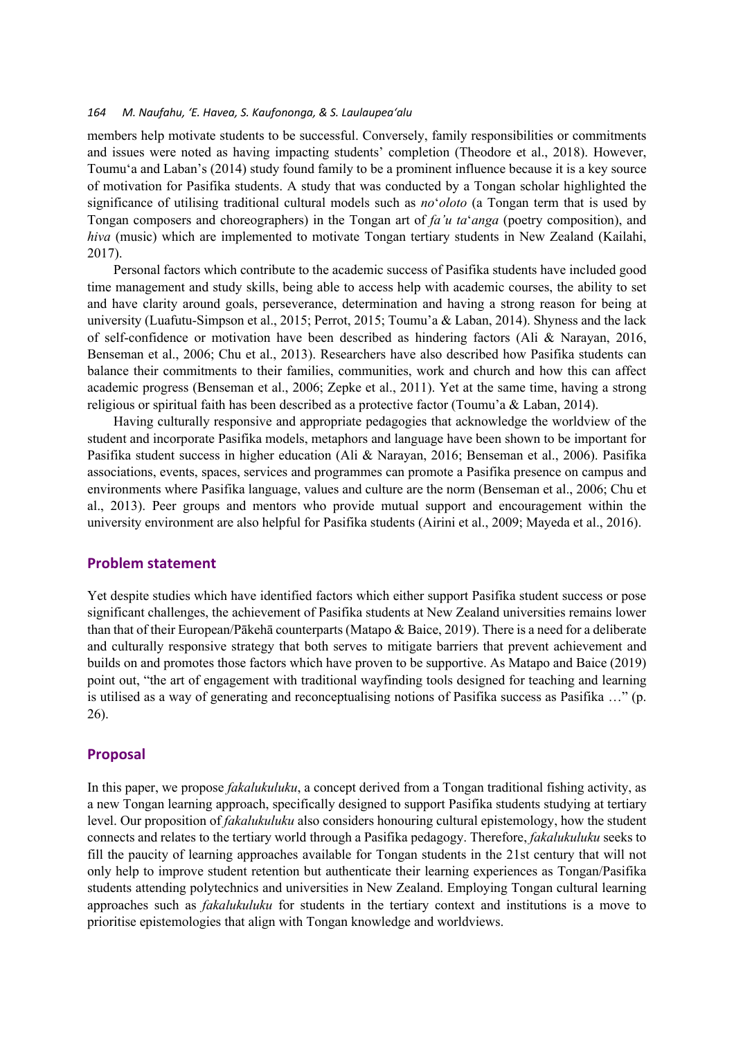members help motivate students to be successful. Conversely, family responsibilities or commitments and issues were noted as having impacting students' completion (Theodore et al., 2018). However, Toumu'a and Laban's (2014) study found family to be a prominent influence because it is a key source of motivation for Pasifika students. A study that was conducted by a Tongan scholar highlighted the significance of utilising traditional cultural models such as *no'oloto* (a Tongan term that is used by Tongan composers and choreographers) in the Tongan art of *fa'u ta'anga* (poetry composition), and *hiva* (music) which are implemented to motivate Tongan tertiary students in New Zealand (Kailahi, 2017).

Personal factors which contribute to the academic success of Pasifika students have included good time management and study skills, being able to access help with academic courses, the ability to set and have clarity around goals, perseverance, determination and having a strong reason for being at university (Luafutu-Simpson et al., 2015; Perrot, 2015; Toumu'a & Laban, 2014). Shyness and the lack of self-confidence or motivation have been described as hindering factors (Ali & Narayan, 2016, Benseman et al., 2006; Chu et al., 2013). Researchers have also described how Pasifika students can balance their commitments to their families, communities, work and church and how this can affect academic progress (Benseman et al., 2006; Zepke et al., 2011). Yet at the same time, having a strong religious or spiritual faith has been described as a protective factor (Toumu'a & Laban, 2014).

Having culturally responsive and appropriate pedagogies that acknowledge the worldview of the student and incorporate Pasifika models, metaphors and language have been shown to be important for Pasifika student success in higher education (Ali & Narayan, 2016; Benseman et al., 2006). Pasifika associations, events, spaces, services and programmes can promote a Pasifika presence on campus and environments where Pasifika language, values and culture are the norm (Benseman et al., 2006; Chu et al., 2013). Peer groups and mentors who provide mutual support and encouragement within the university environment are also helpful for Pasifika students (Airini et al., 2009; Mayeda et al., 2016).

## Problem statement

Yet despite studies which have identified factors which either support Pasifika student success or pose significant challenges, the achievement of Pasifika students at New Zealand universities remains lower than that of their European/Pākehā counterparts (Matapo & Baice, 2019). There is a need for a deliberate and culturally responsive strategy that both serves to mitigate barriers that prevent achievement and builds on and promotes those factors which have proven to be supportive. As Matapo and Baice (2019) point out, "the art of engagement with traditional wayfinding tools designed for teaching and learning is utilised as a way of generating and reconceptualising notions of Pasifika success as Pasifika …" (p. 26).

## Proposal

In this paper, we propose *fakalukuluku*, a concept derived from a Tongan traditional fishing activity, as a new Tongan learning approach, specifically designed to support Pasifika students studying at tertiary level. Our proposition of *fakalukuluku* also considers honouring cultural epistemology, how the student connects and relates to the tertiary world through a Pasifika pedagogy. Therefore, *fakalukuluku* seeks to fill the paucity of learning approaches available for Tongan students in the 21st century that will not only help to improve student retention but authenticate their learning experiences as Tongan/Pasifika students attending polytechnics and universities in New Zealand. Employing Tongan cultural learning approaches such as *fakalukuluku* for students in the tertiary context and institutions is a move to prioritise epistemologies that align with Tongan knowledge and worldviews.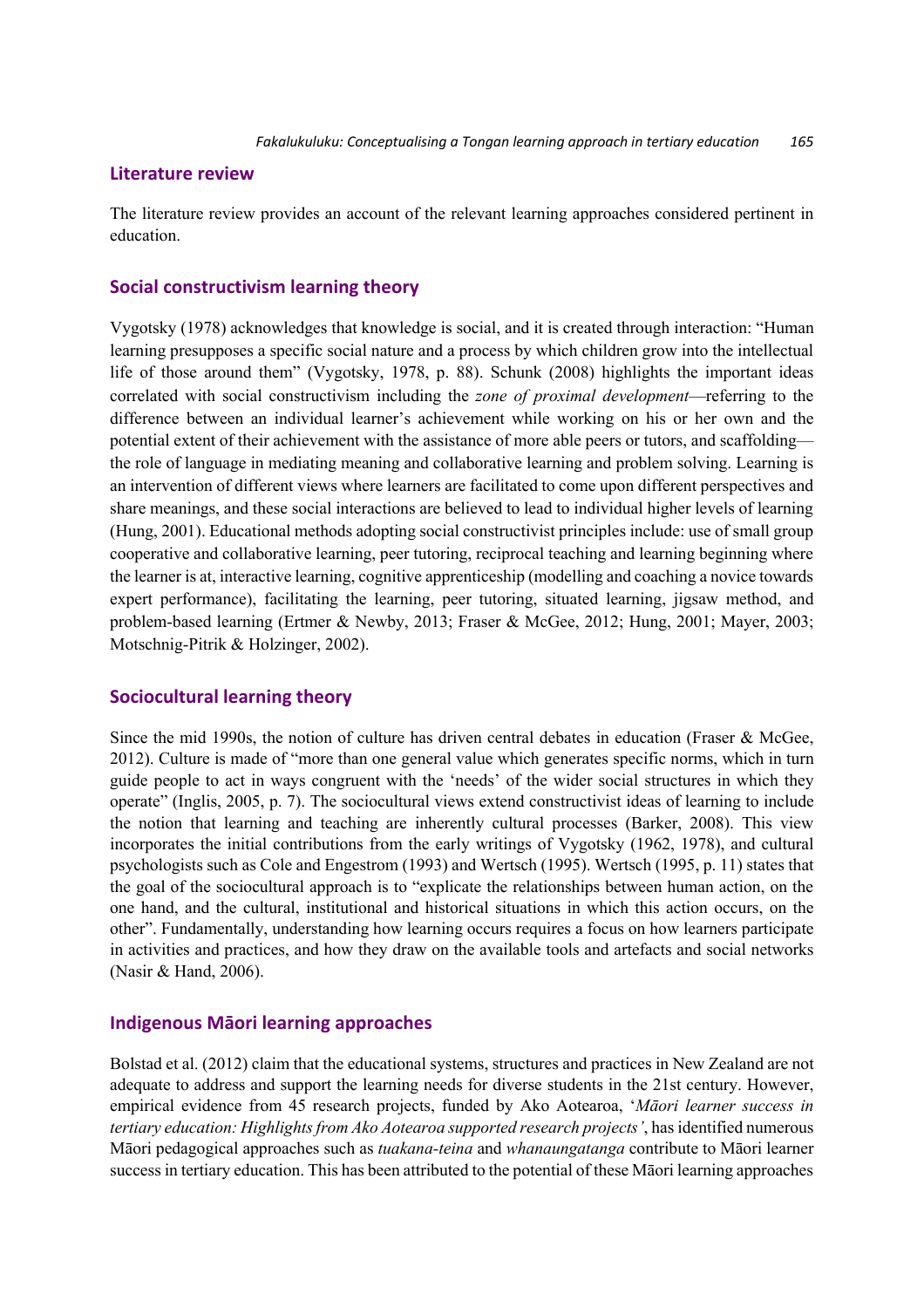## Literature review

The literature review provides an account of the relevant learning approaches considered pertinent in education.

## Social constructivism learning theory

Vygotsky (1978) acknowledges that knowledge is social, and it is created through interaction: "Human learning presupposes a specific social nature and a process by which children grow into the intellectual life of those around them" (Vygotsky, 1978, p. 88). Schunk (2008) highlights the important ideas correlated with social constructivism including the *zone of proximal development*—referring to the difference between an individual learner's achievement while working on his or her own and the potential extent of their achievement with the assistance of more able peers or tutors, and scaffolding—the role of language in mediating meaning and collaborative learning and problem solving. Learning is an intervention of different views where learners are facilitated to come upon different perspectives and share meanings, and these social interactions are believed to lead to individual higher levels of learning (Hung, 2001). Educational methods adopting social constructivist principles include: use of small group cooperative and collaborative learning, peer tutoring, reciprocal teaching and learning beginning where the learner is at, interactive learning, cognitive apprenticeship (modelling and coaching a novice towards expert performance), facilitating the learning, peer tutoring, situated learning, jigsaw method, and problem-based learning (Ertmer & Newby, 2013; Fraser & McGee, 2012; Hung, 2001; Mayer, 2003; Motschnig-Pitrik & Holzinger, 2002).

## Sociocultural learning theory

Since the mid 1990s, the notion of culture has driven central debates in education (Fraser & McGee, 2012). Culture is made of "more than one general value which generates specific norms, which in turn guide people to act in ways congruent with the 'needs' of the wider social structures in which they operate" (Inglis, 2005, p. 7). The sociocultural views extend constructivist ideas of learning to include the notion that learning and teaching are inherently cultural processes (Barker, 2008). This view incorporates the initial contributions from the early writings of Vygotsky (1962, 1978), and cultural psychologists such as Cole and Engestrom (1993) and Wertsch (1995). Wertsch (1995, p. 11) states that the goal of the sociocultural approach is to "explicate the relationships between human action, on the one hand, and the cultural, institutional and historical situations in which this action occurs, on the other". Fundamentally, understanding how learning occurs requires a focus on how learners participate in activities and practices, and how they draw on the available tools and artefacts and social networks (Nasir & Hand, 2006).

## Indigenous Māori learning approaches

Bolstad et al. (2012) claim that the educational systems, structures and practices in New Zealand are not adequate to address and support the learning needs for diverse students in the 21st century. However, empirical evidence from 45 research projects, funded by Ako Aotearoa, '*Māori learner success in tertiary education: Highlights from Ako Aotearoa supported research projects'*, has identified numerous Māori pedagogical approaches such as *tuakana-teina* and *whanaungatanga* contribute to Māori learner success in tertiary education. This has been attributed to the potential of these Māori learning approaches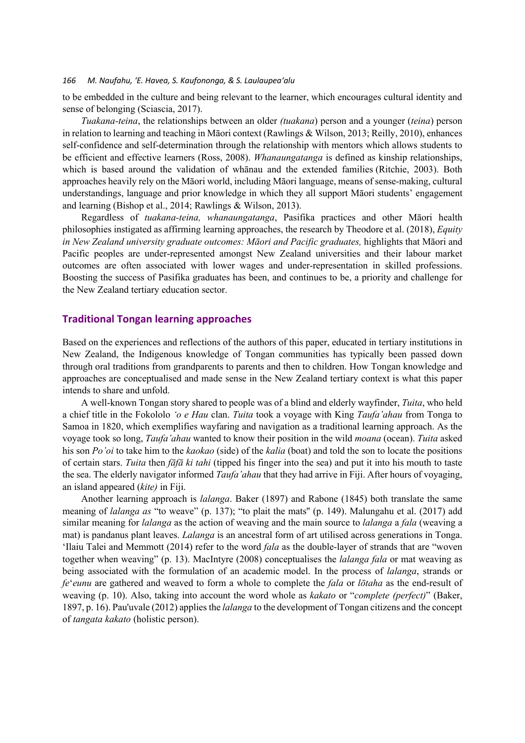to be embedded in the culture and being relevant to the learner, which encourages cultural identity and sense of belonging (Sciascia, 2017).

*Tuakana-teina*, the relationships between an older *(tuakana*) person and a younger (*teina*) person in relation to learning and teaching in Māori context (Rawlings & Wilson, 2013; Reilly, 2010), enhances self-confidence and self-determination through the relationship with mentors which allows students to be efficient and effective learners (Ross, 2008). *Whanaungatanga* is defined as kinship relationships, which is based around the validation of whānau and the extended families (Ritchie, 2003). Both approaches heavily rely on the Māori world, including Māori language, means of sense-making, cultural understandings, language and prior knowledge in which they all support Māori students' engagement and learning (Bishop et al., 2014; Rawlings & Wilson, 2013).

Regardless of *tuakana-teina, whanaungatanga*, Pasifika practices and other Māori health philosophies instigated as affirming learning approaches, the research by Theodore et al. (2018), *Equity in New Zealand university graduate outcomes: Māori and Pacific graduates,* highlights that Māori and Pacific peoples are under-represented amongst New Zealand universities and their labour market outcomes are often associated with lower wages and under-representation in skilled professions. Boosting the success of Pasifika graduates has been, and continues to be, a priority and challenge for the New Zealand tertiary education sector.

## Traditional Tongan learning approaches

Based on the experiences and reflections of the authors of this paper, educated in tertiary institutions in New Zealand, the Indigenous knowledge of Tongan communities has typically been passed down through oral traditions from grandparents to parents and then to children. How Tongan knowledge and approaches are conceptualised and made sense in the New Zealand tertiary context is what this paper intends to share and unfold.

A well-known Tongan story shared to people was of a blind and elderly wayfinder, *Tuita*, who held a chief title in the Fokololo *'o e Hau* clan. *Tuita* took a voyage with King *Taufa'ahau* from Tonga to Samoa in 1820, which exemplifies wayfaring and navigation as a traditional learning approach. As the voyage took so long, *Taufa'ahau* wanted to know their position in the wild *moana* (ocean). *Tuita* asked his son *Po'oi* to take him to the *kaokao* (side) of the *kalia* (boat) and told the son to locate the positions of certain stars. *Tuita* then *fāfā ki tahi* (tipped his finger into the sea) and put it into his mouth to taste the sea. The elderly navigator informed *Taufa'ahau* that they had arrive in Fiji. After hours of voyaging, an island appeared (*kite)* in Fiji.

Another learning approach is *lalanga*. Baker (1897) and Rabone (1845) both translate the same meaning of *lalanga as* "to weave" (p. 137); "to plait the mats" (p. 149). Malungahu et al. (2017) add similar meaning for *lalanga* as the action of weaving and the main source to *lalanga* a *fala* (weaving a mat) is pandanus plant leaves. *Lalanga* is an ancestral form of art utilised across generations in Tonga. 'Ilaiu Talei and Memmott (2014) refer to the word *fala* as the double-layer of strands that are "woven together when weaving" (p. 13). MacIntyre (2008) conceptualises the *lalanga fala* or mat weaving as being associated with the formulation of an academic model. In the process of *lalanga*, strands or *fe*'*eunu* are gathered and weaved to form a whole to complete the *fala* or *lōtaha* as the end-result of weaving (p. 10). Also, taking into account the word whole as *kakato* or "*complete (perfect)*" (Baker, 1897, p. 16). Pau'uvale (2012) applies the *lalanga* to the development of Tongan citizens and the concept of *tangata kakato* (holistic person).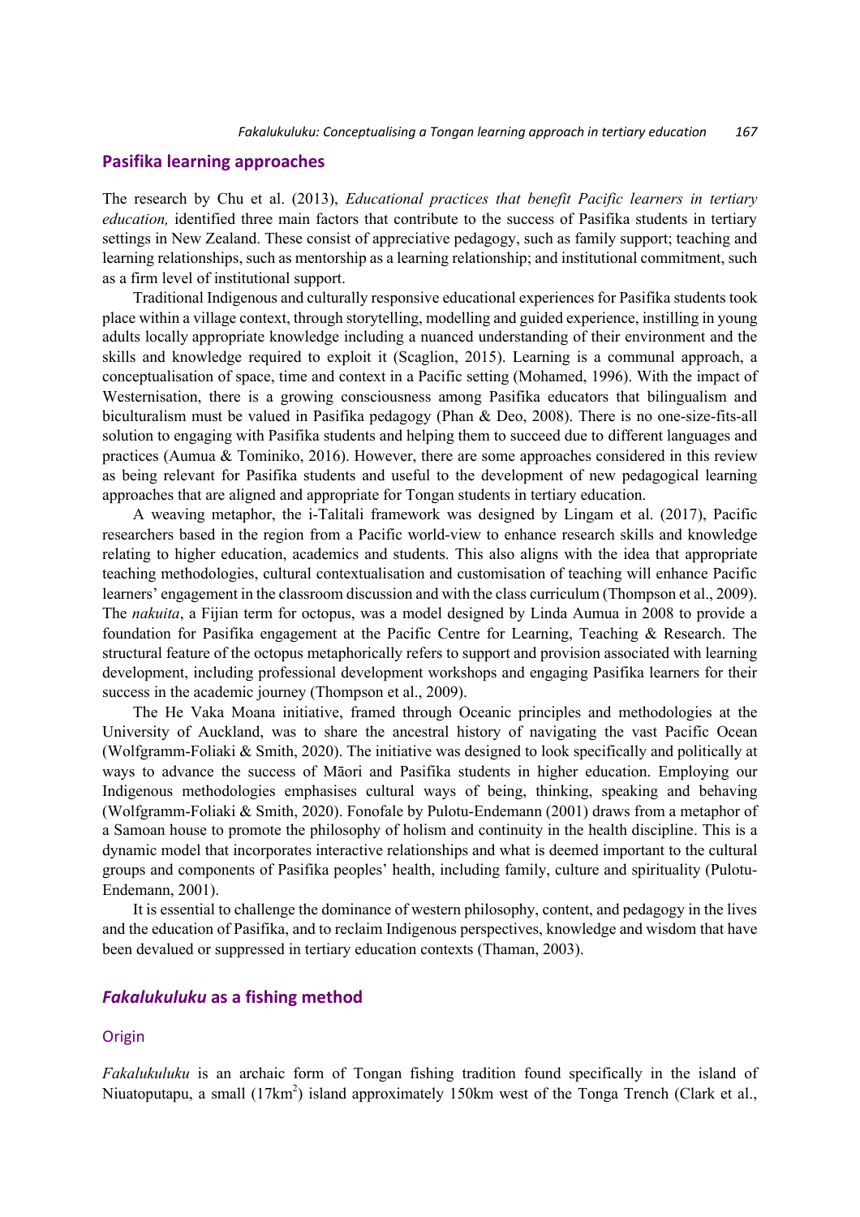## Pasifika learning approaches

The research by Chu et al. (2013), *Educational practices that benefit Pacific learners in tertiary education,* identified three main factors that contribute to the success of Pasifika students in tertiary settings in New Zealand. These consist of appreciative pedagogy, such as family support; teaching and learning relationships, such as mentorship as a learning relationship; and institutional commitment, such as a firm level of institutional support.

Traditional Indigenous and culturally responsive educational experiences for Pasifika students took place within a village context, through storytelling, modelling and guided experience, instilling in young adults locally appropriate knowledge including a nuanced understanding of their environment and the skills and knowledge required to exploit it (Scaglion, 2015). Learning is a communal approach, a conceptualisation of space, time and context in a Pacific setting (Mohamed, 1996). With the impact of Westernisation, there is a growing consciousness among Pasifika educators that bilingualism and biculturalism must be valued in Pasifika pedagogy (Phan & Deo, 2008). There is no one-size-fits-all solution to engaging with Pasifika students and helping them to succeed due to different languages and practices (Aumua & Tominiko, 2016). However, there are some approaches considered in this review as being relevant for Pasifika students and useful to the development of new pedagogical learning approaches that are aligned and appropriate for Tongan students in tertiary education.

A weaving metaphor, the i-Talitali framework was designed by Lingam et al. (2017), Pacific researchers based in the region from a Pacific world-view to enhance research skills and knowledge relating to higher education, academics and students. This also aligns with the idea that appropriate teaching methodologies, cultural contextualisation and customisation of teaching will enhance Pacific learners' engagement in the classroom discussion and with the class curriculum (Thompson et al., 2009). The *nakuita*, a Fijian term for octopus, was a model designed by Linda Aumua in 2008 to provide a foundation for Pasifika engagement at the Pacific Centre for Learning, Teaching & Research. The structural feature of the octopus metaphorically refers to support and provision associated with learning development, including professional development workshops and engaging Pasifika learners for their success in the academic journey (Thompson et al., 2009).

The He Vaka Moana initiative, framed through Oceanic principles and methodologies at the University of Auckland, was to share the ancestral history of navigating the vast Pacific Ocean (Wolfgramm-Foliaki & Smith, 2020). The initiative was designed to look specifically and politically at ways to advance the success of Māori and Pasifika students in higher education. Employing our Indigenous methodologies emphasises cultural ways of being, thinking, speaking and behaving (Wolfgramm-Foliaki & Smith, 2020). Fonofale by Pulotu-Endemann (2001) draws from a metaphor of a Samoan house to promote the philosophy of holism and continuity in the health discipline. This is a dynamic model that incorporates interactive relationships and what is deemed important to the cultural groups and components of Pasifika peoples' health, including family, culture and spirituality (Pulotu-Endemann, 2001).

It is essential to challenge the dominance of western philosophy, content, and pedagogy in the lives and the education of Pasifika, and to reclaim Indigenous perspectives, knowledge and wisdom that have been devalued or suppressed in tertiary education contexts (Thaman, 2003).

## *Fakalukuluku* as a fishing method

### Origin

*Fakalukuluku* is an archaic form of Tongan fishing tradition found specifically in the island of Niuatoputapu, a small (17km$^2$) island approximately 150km west of the Tonga Trench (Clark et al.,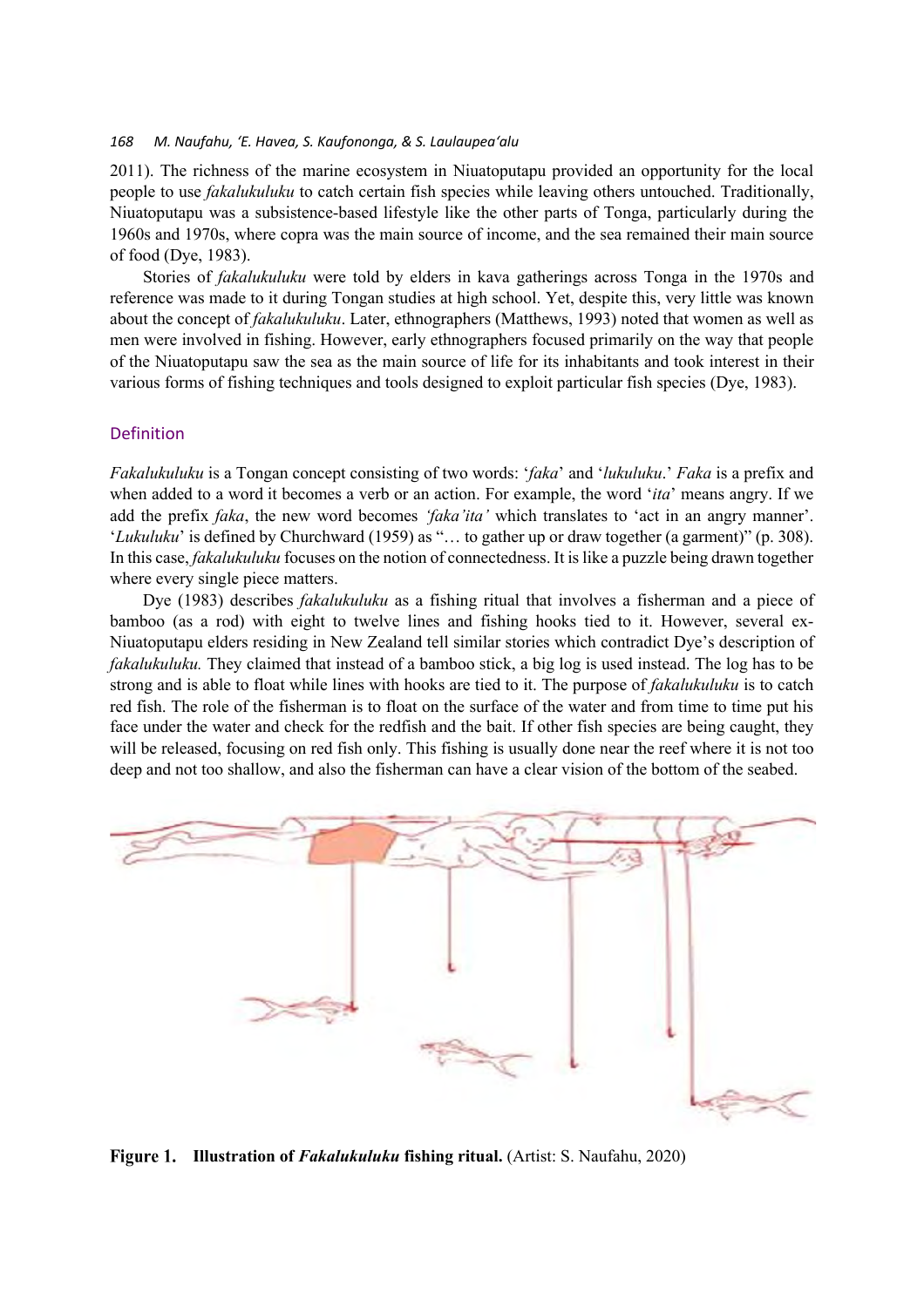2011). The richness of the marine ecosystem in Niuatoputapu provided an opportunity for the local people to use *fakalukuluku* to catch certain fish species while leaving others untouched. Traditionally, Niuatoputapu was a subsistence-based lifestyle like the other parts of Tonga, particularly during the 1960s and 1970s, where copra was the main source of income, and the sea remained their main source of food (Dye, 1983).

Stories of *fakalukuluku* were told by elders in kava gatherings across Tonga in the 1970s and reference was made to it during Tongan studies at high school. Yet, despite this, very little was known about the concept of *fakalukuluku*. Later, ethnographers (Matthews, 1993) noted that women as well as men were involved in fishing. However, early ethnographers focused primarily on the way that people of the Niuatoputapu saw the sea as the main source of life for its inhabitants and took interest in their various forms of fishing techniques and tools designed to exploit particular fish species (Dye, 1983).

## Definition

*Fakalukuluku* is a Tongan concept consisting of two words: '*faka*' and '*lukuluku*.' *Faka* is a prefix and when added to a word it becomes a verb or an action. For example, the word '*ita*' means angry. If we add the prefix *faka*, the new word becomes *'faka'ita'* which translates to 'act in an angry manner'. '*Lukuluku*' is defined by Churchward (1959) as "… to gather up or draw together (a garment)" (p. 308). In this case, *fakalukuluku* focuses on the notion of connectedness. It is like a puzzle being drawn together where every single piece matters.

Dye (1983) describes *fakalukuluku* as a fishing ritual that involves a fisherman and a piece of bamboo (as a rod) with eight to twelve lines and fishing hooks tied to it. However, several ex-Niuatoputapu elders residing in New Zealand tell similar stories which contradict Dye's description of *fakalukuluku.* They claimed that instead of a bamboo stick, a big log is used instead. The log has to be strong and is able to float while lines with hooks are tied to it. The purpose of *fakalukuluku* is to catch red fish. The role of the fisherman is to float on the surface of the water and from time to time put his face under the water and check for the redfish and the bait. If other fish species are being caught, they will be released, focusing on red fish only. This fishing is usually done near the reef where it is not too deep and not too shallow, and also the fisherman can have a clear vision of the bottom of the seabed.

**Figure 1. Illustration of *Fakalukuluku* fishing ritual.** (Artist: S. Naufahu, 2020)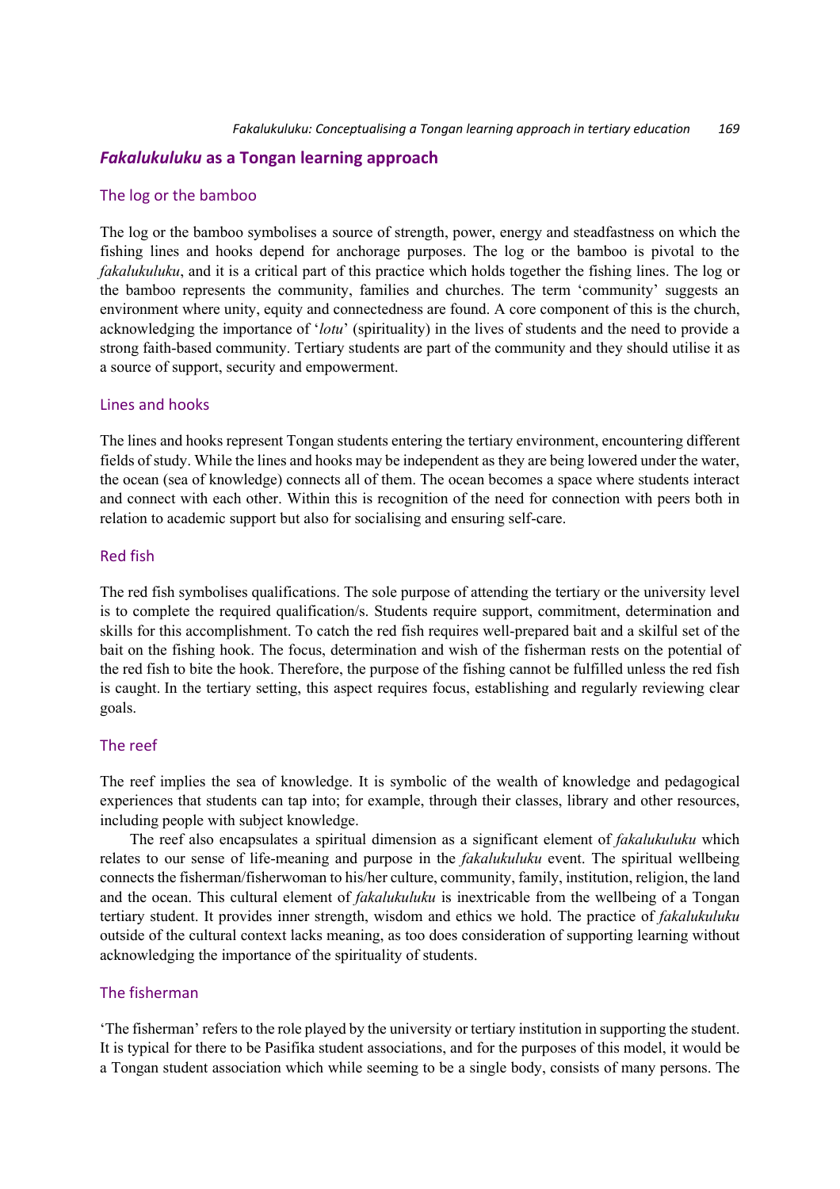## *Fakalukuluku* as a Tongan learning approach

### The log or the bamboo

The log or the bamboo symbolises a source of strength, power, energy and steadfastness on which the fishing lines and hooks depend for anchorage purposes. The log or the bamboo is pivotal to the *fakalukuluku*, and it is a critical part of this practice which holds together the fishing lines. The log or the bamboo represents the community, families and churches. The term 'community' suggests an environment where unity, equity and connectedness are found. A core component of this is the church, acknowledging the importance of '*lotu*' (spirituality) in the lives of students and the need to provide a strong faith-based community. Tertiary students are part of the community and they should utilise it as a source of support, security and empowerment.

### Lines and hooks

The lines and hooks represent Tongan students entering the tertiary environment, encountering different fields of study. While the lines and hooks may be independent as they are being lowered under the water, the ocean (sea of knowledge) connects all of them. The ocean becomes a space where students interact and connect with each other. Within this is recognition of the need for connection with peers both in relation to academic support but also for socialising and ensuring self-care.

### Red fish

The red fish symbolises qualifications. The sole purpose of attending the tertiary or the university level is to complete the required qualification/s. Students require support, commitment, determination and skills for this accomplishment. To catch the red fish requires well-prepared bait and a skilful set of the bait on the fishing hook. The focus, determination and wish of the fisherman rests on the potential of the red fish to bite the hook. Therefore, the purpose of the fishing cannot be fulfilled unless the red fish is caught. In the tertiary setting, this aspect requires focus, establishing and regularly reviewing clear goals.

### The reef

The reef implies the sea of knowledge. It is symbolic of the wealth of knowledge and pedagogical experiences that students can tap into; for example, through their classes, library and other resources, including people with subject knowledge.

The reef also encapsulates a spiritual dimension as a significant element of *fakalukuluku* which relates to our sense of life-meaning and purpose in the *fakalukuluku* event. The spiritual wellbeing connects the fisherman/fisherwoman to his/her culture, community, family, institution, religion, the land and the ocean. This cultural element of *fakalukuluku* is inextricable from the wellbeing of a Tongan tertiary student. It provides inner strength, wisdom and ethics we hold. The practice of *fakalukuluku* outside of the cultural context lacks meaning, as too does consideration of supporting learning without acknowledging the importance of the spirituality of students.

### The fisherman

'The fisherman' refers to the role played by the university or tertiary institution in supporting the student. It is typical for there to be Pasifika student associations, and for the purposes of this model, it would be a Tongan student association which while seeming to be a single body, consists of many persons. The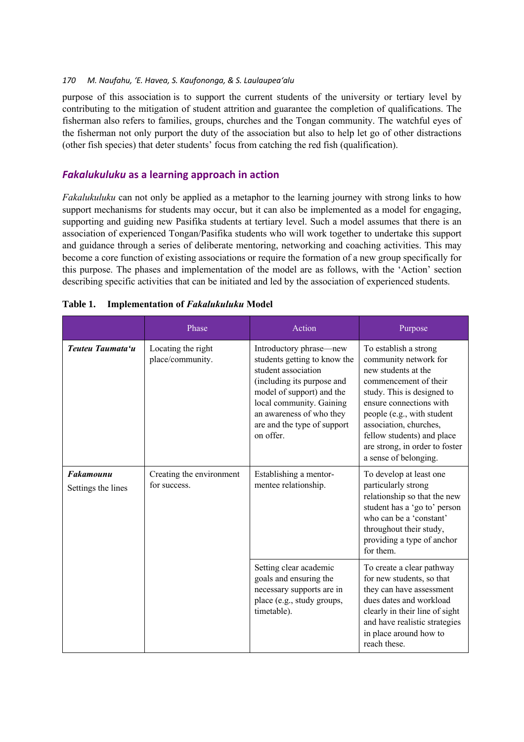purpose of this association is to support the current students of the university or tertiary level by contributing to the mitigation of student attrition and guarantee the completion of qualifications. The fisherman also refers to families, groups, churches and the Tongan community. The watchful eyes of the fisherman not only purport the duty of the association but also to help let go of other distractions (other fish species) that deter students' focus from catching the red fish (qualification).

## *Fakalukuluku* as a learning approach in action

*Fakalukuluku* can not only be applied as a metaphor to the learning journey with strong links to how support mechanisms for students may occur, but it can also be implemented as a model for engaging, supporting and guiding new Pasifika students at tertiary level. Such a model assumes that there is an association of experienced Tongan/Pasifika students who will work together to undertake this support and guidance through a series of deliberate mentoring, networking and coaching activities. This may become a core function of existing associations or require the formation of a new group specifically for this purpose. The phases and implementation of the model are as follows, with the 'Action' section describing specific activities that can be initiated and led by the association of experienced students.

**Table 1. Implementation of *Fakalukuluku* Model**

| | Phase | Action | Purpose |
|---|---|---|---|
| ***Teuteu Taumata'u*** | Locating the right place/community. | Introductory phrase—new students getting to know the student association (including its purpose and model of support) and the local community. Gaining an awareness of who they are and the type of support on offer. | To establish a strong community network for new students at the commencement of their study. This is designed to ensure connections with people (e.g., with student association, churches, fellow students) and place are strong, in order to foster a sense of belonging. |
| ***Fakamounu*** Settings the lines | Creating the environment for success. | Establishing a mentor-mentee relationship. | To develop at least one particularly strong relationship so that the new student has a 'go to' person who can be a 'constant' throughout their study, providing a type of anchor for them. |
| | | Setting clear academic goals and ensuring the necessary supports are in place (e.g., study groups, timetable). | To create a clear pathway for new students, so that they can have assessment dues dates and workload clearly in their line of sight and have realistic strategies in place around how to reach these. |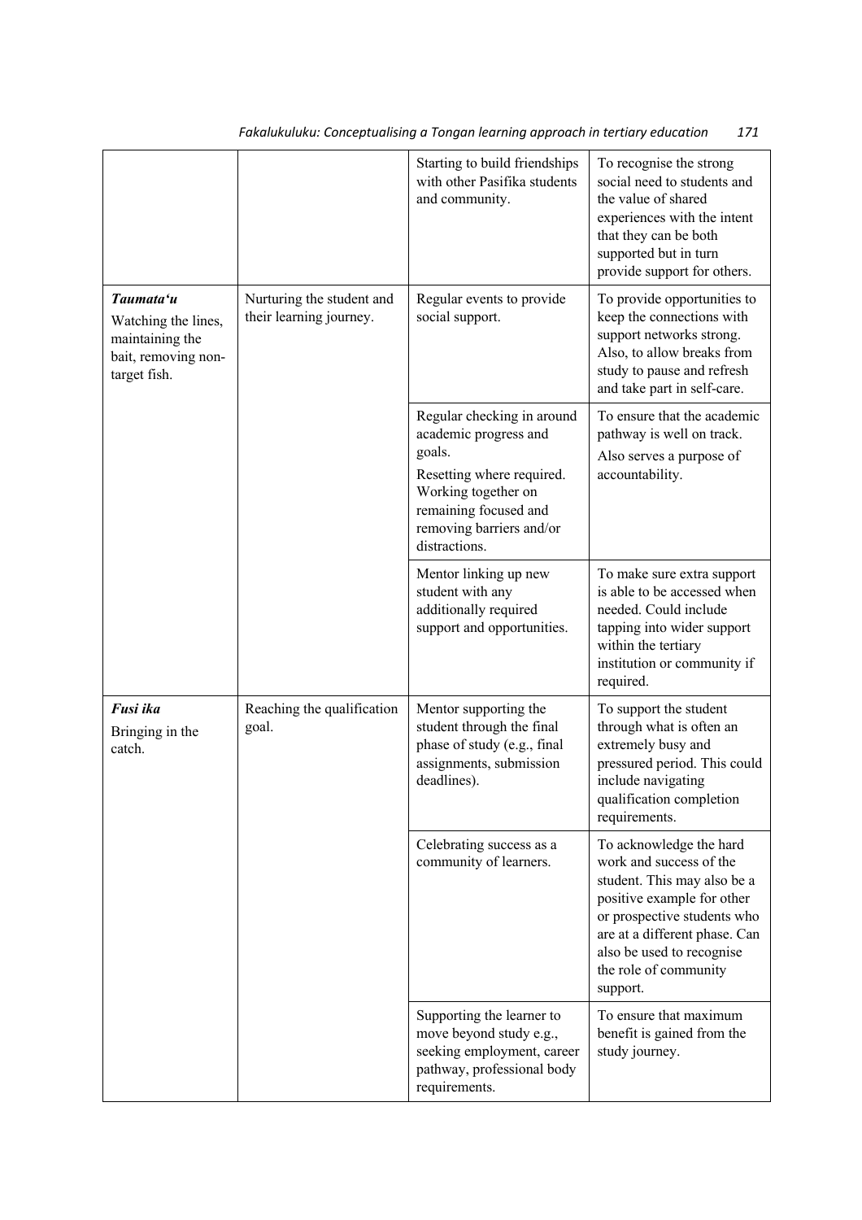| | | | |
|---|---|---|---|
| | | Starting to build friendships with other Pasifika students and community. | To recognise the strong social need to students and the value of shared experiences with the intent that they can be both supported but in turn provide support for others. |
| ***Taumata'u*** Watching the lines, maintaining the bait, removing non-target fish. | Nurturing the student and their learning journey. | Regular events to provide social support. | To provide opportunities to keep the connections with support networks strong. Also, to allow breaks from study to pause and refresh and take part in self-care. |
| | | Regular checking in around academic progress and goals. Resetting where required. Working together on remaining focused and removing barriers and/or distractions. | To ensure that the academic pathway is well on track. Also serves a purpose of accountability. |
| | | Mentor linking up new student with any additionally required support and opportunities. | To make sure extra support is able to be accessed when needed. Could include tapping into wider support within the tertiary institution or community if required. |
| ***Fusi ika*** Bringing in the catch. | Reaching the qualification goal. | Mentor supporting the student through the final phase of study (e.g., final assignments, submission deadlines). | To support the student through what is often an extremely busy and pressured period. This could include navigating qualification completion requirements. |
| | | Celebrating success as a community of learners. | To acknowledge the hard work and success of the student. This may also be a positive example for other or prospective students who are at a different phase. Can also be used to recognise the role of community support. |
| | | Supporting the learner to move beyond study e.g., seeking employment, career pathway, professional body requirements. | To ensure that maximum benefit is gained from the study journey. |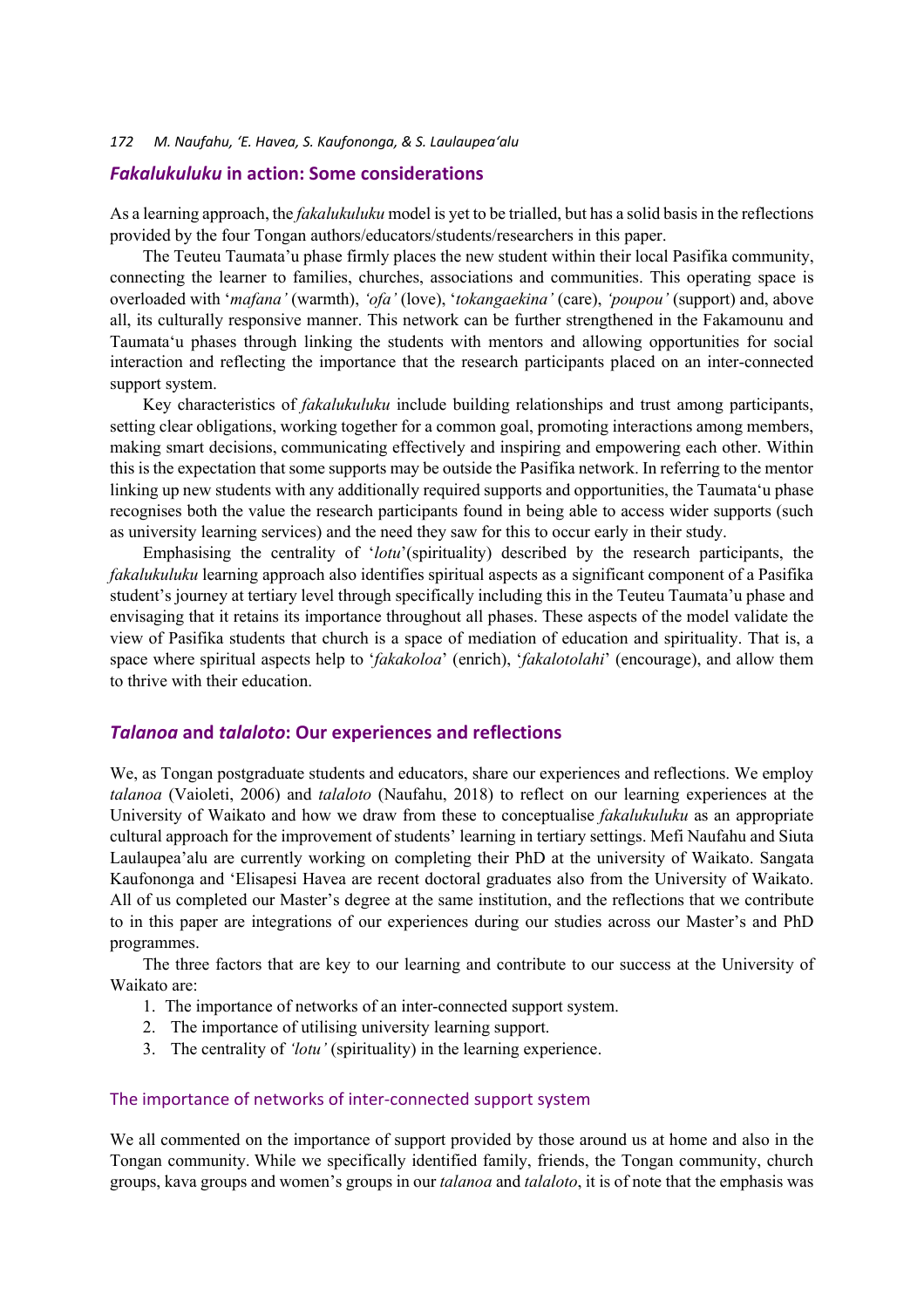## *Fakalukuluku* in action: Some considerations

As a learning approach, the *fakalukuluku* model is yet to be trialled, but has a solid basis in the reflections provided by the four Tongan authors/educators/students/researchers in this paper.

The Teuteu Taumata'u phase firmly places the new student within their local Pasifika community, connecting the learner to families, churches, associations and communities. This operating space is overloaded with '*mafana'* (warmth), *'ofa'* (love), '*tokangaekina'* (care), *'poupou'* (support) and, above all, its culturally responsive manner. This network can be further strengthened in the Fakamounu and Taumata'u phases through linking the students with mentors and allowing opportunities for social interaction and reflecting the importance that the research participants placed on an inter-connected support system.

Key characteristics of *fakalukuluku* include building relationships and trust among participants, setting clear obligations, working together for a common goal, promoting interactions among members, making smart decisions, communicating effectively and inspiring and empowering each other. Within this is the expectation that some supports may be outside the Pasifika network. In referring to the mentor linking up new students with any additionally required supports and opportunities, the Taumata'u phase recognises both the value the research participants found in being able to access wider supports (such as university learning services) and the need they saw for this to occur early in their study.

Emphasising the centrality of '*lotu*'(spirituality) described by the research participants, the *fakalukuluku* learning approach also identifies spiritual aspects as a significant component of a Pasifika student's journey at tertiary level through specifically including this in the Teuteu Taumata'u phase and envisaging that it retains its importance throughout all phases. These aspects of the model validate the view of Pasifika students that church is a space of mediation of education and spirituality. That is, a space where spiritual aspects help to '*fakakoloa*' (enrich), '*fakalotolahi*' (encourage), and allow them to thrive with their education.

## *Talanoa* and *talaloto*: Our experiences and reflections

We, as Tongan postgraduate students and educators, share our experiences and reflections. We employ *talanoa* (Vaioleti, 2006) and *talaloto* (Naufahu, 2018) to reflect on our learning experiences at the University of Waikato and how we draw from these to conceptualise *fakalukuluku* as an appropriate cultural approach for the improvement of students' learning in tertiary settings. Mefi Naufahu and Siuta Laulaupea'alu are currently working on completing their PhD at the university of Waikato. Sangata Kaufononga and 'Elisapesi Havea are recent doctoral graduates also from the University of Waikato. All of us completed our Master's degree at the same institution, and the reflections that we contribute to in this paper are integrations of our experiences during our studies across our Master's and PhD programmes.

The three factors that are key to our learning and contribute to our success at the University of Waikato are:

1. The importance of networks of an inter-connected support system.
2. The importance of utilising university learning support.
3. The centrality of *'lotu'* (spirituality) in the learning experience.

### The importance of networks of inter-connected support system

We all commented on the importance of support provided by those around us at home and also in the Tongan community. While we specifically identified family, friends, the Tongan community, church groups, kava groups and women's groups in our *talanoa* and *talaloto*, it is of note that the emphasis was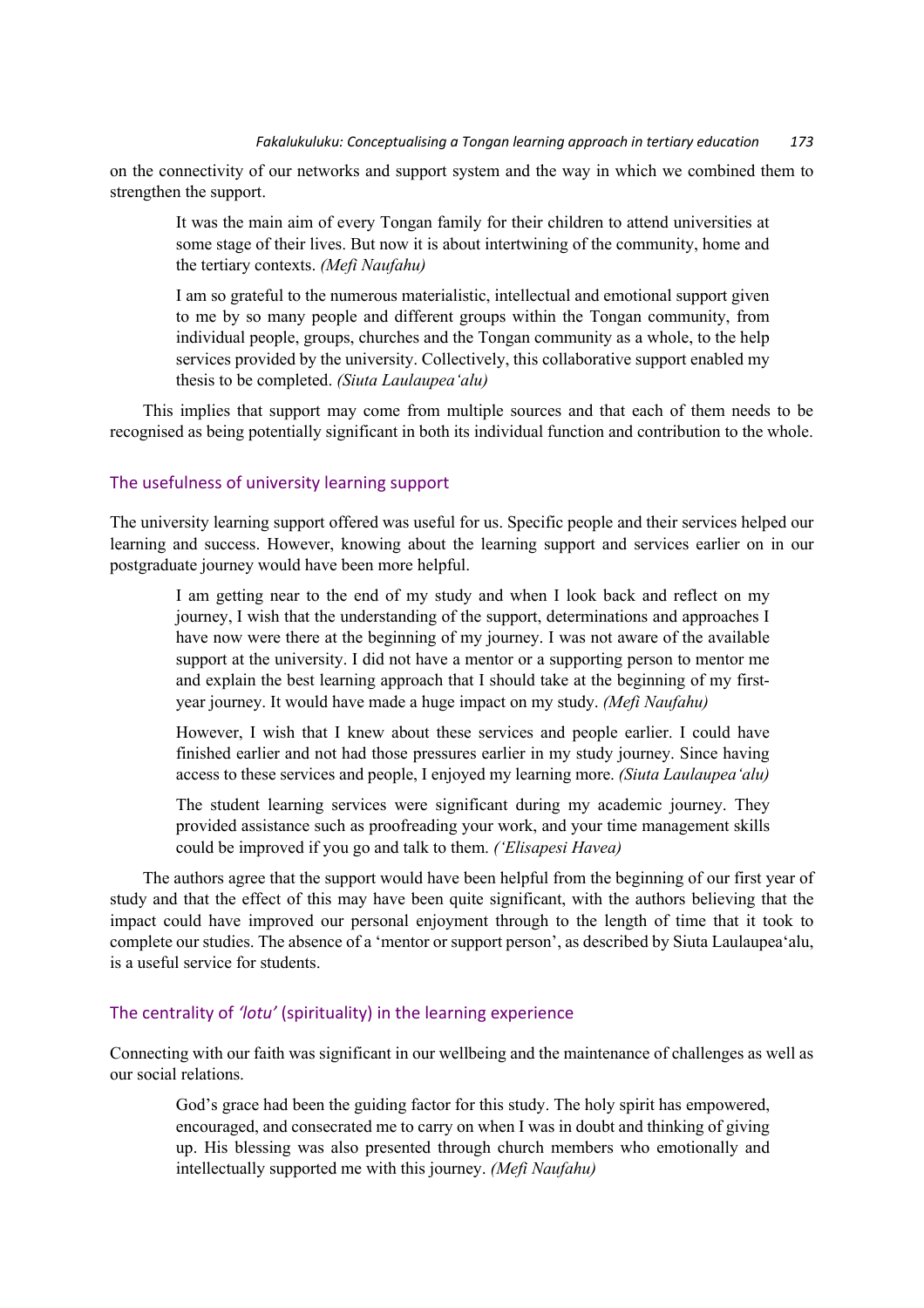on the connectivity of our networks and support system and the way in which we combined them to strengthen the support.

> It was the main aim of every Tongan family for their children to attend universities at some stage of their lives. But now it is about intertwining of the community, home and the tertiary contexts. *(Mefi Naufahu)*

> I am so grateful to the numerous materialistic, intellectual and emotional support given to me by so many people and different groups within the Tongan community, from individual people, groups, churches and the Tongan community as a whole, to the help services provided by the university. Collectively, this collaborative support enabled my thesis to be completed. *(Siuta Laulaupea'alu)*

This implies that support may come from multiple sources and that each of them needs to be recognised as being potentially significant in both its individual function and contribution to the whole.

## The usefulness of university learning support

The university learning support offered was useful for us. Specific people and their services helped our learning and success. However, knowing about the learning support and services earlier on in our postgraduate journey would have been more helpful.

> I am getting near to the end of my study and when I look back and reflect on my journey, I wish that the understanding of the support, determinations and approaches I have now were there at the beginning of my journey. I was not aware of the available support at the university. I did not have a mentor or a supporting person to mentor me and explain the best learning approach that I should take at the beginning of my first-year journey. It would have made a huge impact on my study. *(Mefi Naufahu)*

> However, I wish that I knew about these services and people earlier. I could have finished earlier and not had those pressures earlier in my study journey. Since having access to these services and people, I enjoyed my learning more. *(Siuta Laulaupea'alu)*

> The student learning services were significant during my academic journey. They provided assistance such as proofreading your work, and your time management skills could be improved if you go and talk to them. *('Elisapesi Havea)*

The authors agree that the support would have been helpful from the beginning of our first year of study and that the effect of this may have been quite significant, with the authors believing that the impact could have improved our personal enjoyment through to the length of time that it took to complete our studies. The absence of a 'mentor or support person', as described by Siuta Laulaupea'alu, is a useful service for students.

## The centrality of *'lotu'* (spirituality) in the learning experience

Connecting with our faith was significant in our wellbeing and the maintenance of challenges as well as our social relations.

> God's grace had been the guiding factor for this study. The holy spirit has empowered, encouraged, and consecrated me to carry on when I was in doubt and thinking of giving up. His blessing was also presented through church members who emotionally and intellectually supported me with this journey. *(Mefi Naufahu)*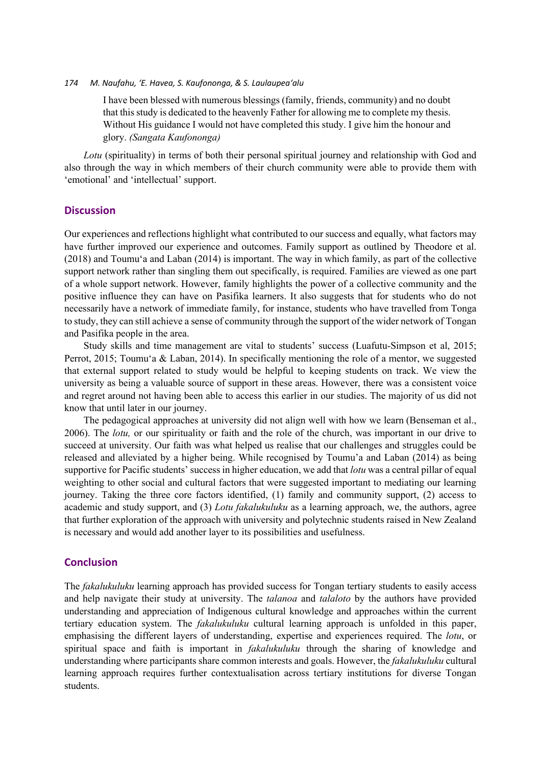> I have been blessed with numerous blessings (family, friends, community) and no doubt that this study is dedicated to the heavenly Father for allowing me to complete my thesis. Without His guidance I would not have completed this study. I give him the honour and glory. *(Sangata Kaufononga)*

*Lotu* (spirituality) in terms of both their personal spiritual journey and relationship with God and also through the way in which members of their church community were able to provide them with 'emotional' and 'intellectual' support.

## Discussion

Our experiences and reflections highlight what contributed to our success and equally, what factors may have further improved our experience and outcomes. Family support as outlined by Theodore et al. (2018) and Toumu'a and Laban (2014) is important. The way in which family, as part of the collective support network rather than singling them out specifically, is required. Families are viewed as one part of a whole support network. However, family highlights the power of a collective community and the positive influence they can have on Pasifika learners. It also suggests that for students who do not necessarily have a network of immediate family, for instance, students who have travelled from Tonga to study, they can still achieve a sense of community through the support of the wider network of Tongan and Pasifika people in the area.

Study skills and time management are vital to students' success (Luafutu-Simpson et al, 2015; Perrot, 2015; Toumu'a & Laban, 2014). In specifically mentioning the role of a mentor, we suggested that external support related to study would be helpful to keeping students on track. We view the university as being a valuable source of support in these areas. However, there was a consistent voice and regret around not having been able to access this earlier in our studies. The majority of us did not know that until later in our journey.

The pedagogical approaches at university did not align well with how we learn (Benseman et al., 2006). The *lotu,* or our spirituality or faith and the role of the church, was important in our drive to succeed at university. Our faith was what helped us realise that our challenges and struggles could be released and alleviated by a higher being. While recognised by Toumu'a and Laban (2014) as being supportive for Pacific students' success in higher education, we add that *lotu* was a central pillar of equal weighting to other social and cultural factors that were suggested important to mediating our learning journey. Taking the three core factors identified, (1) family and community support, (2) access to academic and study support, and (3) *Lotu fakalukuluku* as a learning approach, we, the authors, agree that further exploration of the approach with university and polytechnic students raised in New Zealand is necessary and would add another layer to its possibilities and usefulness.

## Conclusion

The *fakalukuluku* learning approach has provided success for Tongan tertiary students to easily access and help navigate their study at university. The *talanoa* and *talaloto* by the authors have provided understanding and appreciation of Indigenous cultural knowledge and approaches within the current tertiary education system. The *fakalukuluku* cultural learning approach is unfolded in this paper, emphasising the different layers of understanding, expertise and experiences required. The *lotu*, or spiritual space and faith is important in *fakalukuluku* through the sharing of knowledge and understanding where participants share common interests and goals. However, the *fakalukuluku* cultural learning approach requires further contextualisation across tertiary institutions for diverse Tongan students.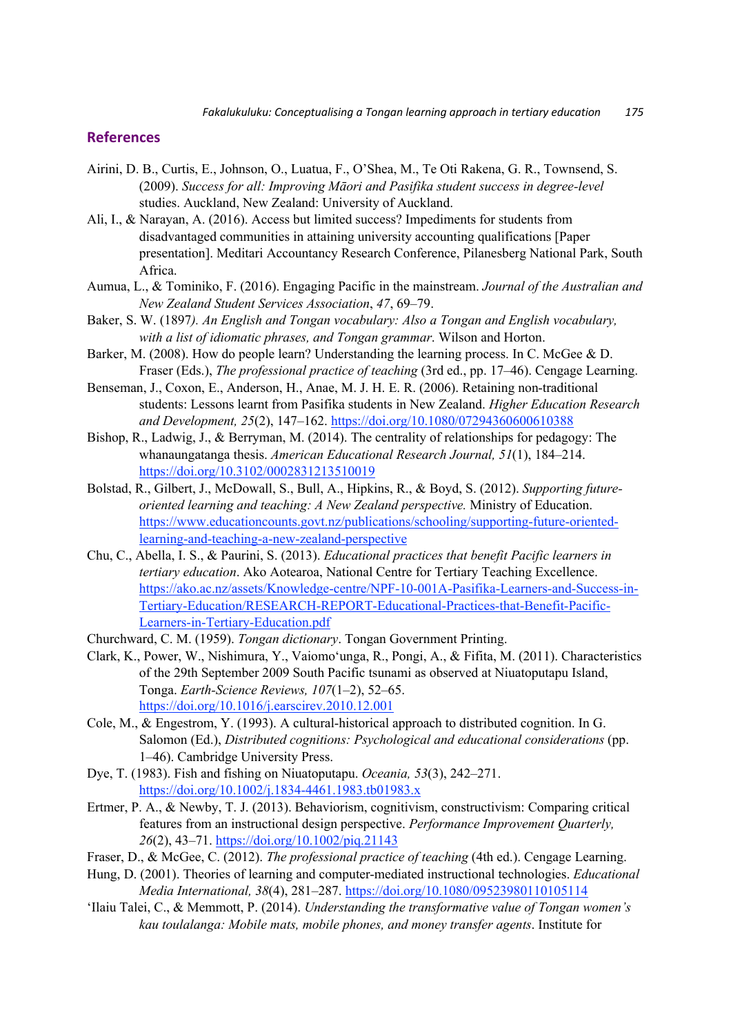## References

Airini, D. B., Curtis, E., Johnson, O., Luatua, F., O'Shea, M., Te Oti Rakena, G. R., Townsend, S. (2009). *Success for all: Improving Māori and Pasifika student success in degree-level* studies. Auckland, New Zealand: University of Auckland.

Ali, I., & Narayan, A. (2016). Access but limited success? Impediments for students from disadvantaged communities in attaining university accounting qualifications [Paper presentation]. Meditari Accountancy Research Conference, Pilanesberg National Park, South Africa.

Aumua, L., & Tominiko, F. (2016). Engaging Pacific in the mainstream. *Journal of the Australian and New Zealand Student Services Association*, *47*, 69–79.

Baker, S. W. (1897*). An English and Tongan vocabulary: Also a Tongan and English vocabulary, with a list of idiomatic phrases, and Tongan grammar*. Wilson and Horton.

Barker, M. (2008). How do people learn? Understanding the learning process. In C. McGee & D. Fraser (Eds.), *The professional practice of teaching* (3rd ed., pp. 17–46). Cengage Learning.

Benseman, J., Coxon, E., Anderson, H., Anae, M. J. H. E. R. (2006). Retaining non-traditional students: Lessons learnt from Pasifika students in New Zealand. *Higher Education Research and Development, 25*(2), 147–162. https://doi.org/10.1080/07294360600610388

Bishop, R., Ladwig, J., & Berryman, M. (2014). The centrality of relationships for pedagogy: The whanaungatanga thesis. *American Educational Research Journal, 51*(1), 184–214. https://doi.org/10.3102/0002831213510019

Bolstad, R., Gilbert, J., McDowall, S., Bull, A., Hipkins, R., & Boyd, S. (2012). *Supporting future-oriented learning and teaching: A New Zealand perspective.* Ministry of Education. https://www.educationcounts.govt.nz/publications/schooling/supporting-future-oriented-learning-and-teaching-a-new-zealand-perspective

Chu, C., Abella, I. S., & Paurini, S. (2013). *Educational practices that benefit Pacific learners in tertiary education*. Ako Aotearoa, National Centre for Tertiary Teaching Excellence. https://ako.ac.nz/assets/Knowledge-centre/NPF-10-001A-Pasifika-Learners-and-Success-in-Tertiary-Education/RESEARCH-REPORT-Educational-Practices-that-Benefit-Pacific-Learners-in-Tertiary-Education.pdf

Churchward, C. M. (1959). *Tongan dictionary*. Tongan Government Printing.

Clark, K., Power, W., Nishimura, Y., Vaiomo'unga, R., Pongi, A., & Fifita, M. (2011). Characteristics of the 29th September 2009 South Pacific tsunami as observed at Niuatoputapu Island, Tonga. *Earth-Science Reviews, 107*(1–2), 52–65. https://doi.org/10.1016/j.earscirev.2010.12.001

Cole, M., & Engestrom, Y. (1993). A cultural-historical approach to distributed cognition. In G. Salomon (Ed.), *Distributed cognitions: Psychological and educational considerations* (pp. 1–46). Cambridge University Press.

Dye, T. (1983). Fish and fishing on Niuatoputapu. *Oceania, 53*(3), 242–271. https://doi.org/10.1002/j.1834-4461.1983.tb01983.x

Ertmer, P. A., & Newby, T. J. (2013). Behaviorism, cognitivism, constructivism: Comparing critical features from an instructional design perspective. *Performance Improvement Quarterly, 26*(2), 43–71. https://doi.org/10.1002/piq.21143

Fraser, D., & McGee, C. (2012). *The professional practice of teaching* (4th ed.). Cengage Learning.

Hung, D. (2001). Theories of learning and computer-mediated instructional technologies. *Educational Media International, 38*(4), 281–287. https://doi.org/10.1080/09523980110105114

'Ilaiu Talei, C., & Memmott, P. (2014). *Understanding the transformative value of Tongan women's kau toulalanga: Mobile mats, mobile phones, and money transfer agents*. Institute for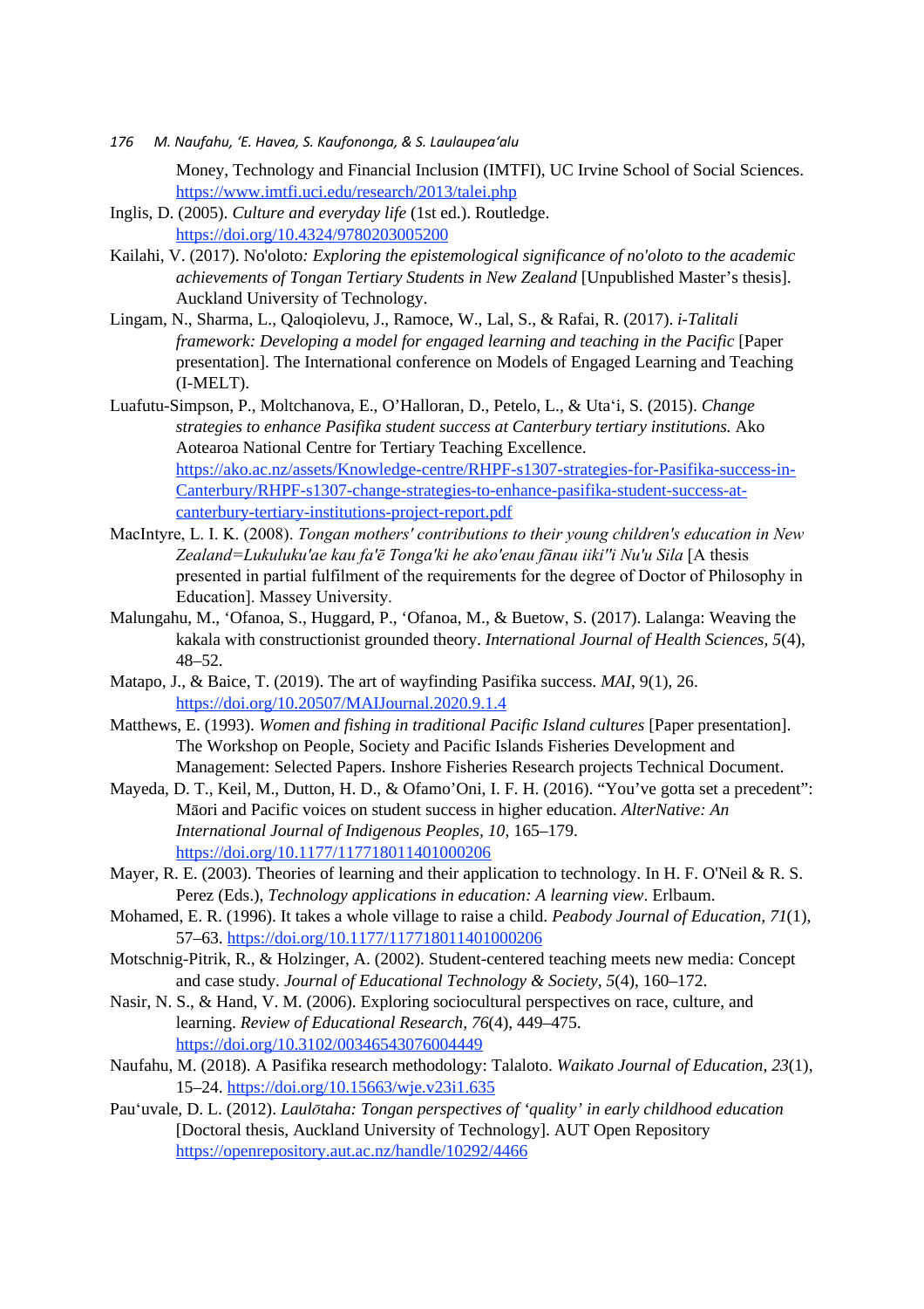Money, Technology and Financial Inclusion (IMTFI), UC Irvine School of Social Sciences. https://www.imtfi.uci.edu/research/2013/talei.php

Inglis, D. (2005). *Culture and everyday life* (1st ed.). Routledge. https://doi.org/10.4324/9780203005200

Kailahi, V. (2017). No'oloto*: Exploring the epistemological significance of no'oloto to the academic achievements of Tongan Tertiary Students in New Zealand* [Unpublished Master's thesis]. Auckland University of Technology.

Lingam, N., Sharma, L., Qaloqiolevu, J., Ramoce, W., Lal, S., & Rafai, R. (2017). *i-Talitali framework: Developing a model for engaged learning and teaching in the Pacific* [Paper presentation]. The International conference on Models of Engaged Learning and Teaching (I-MELT).

Luafutu-Simpson, P., Moltchanova, E., O'Halloran, D., Petelo, L., & Uta'i, S. (2015). *Change strategies to enhance Pasifika student success at Canterbury tertiary institutions.* Ako Aotearoa National Centre for Tertiary Teaching Excellence. https://ako.ac.nz/assets/Knowledge-centre/RHPF-s1307-strategies-for-Pasifika-success-in-Canterbury/RHPF-s1307-change-strategies-to-enhance-pasifika-student-success-at-canterbury-tertiary-institutions-project-report.pdf

MacIntyre, L. I. K. (2008). *Tongan mothers' contributions to their young children's education in New Zealand=Lukuluku'ae kau fa'ē Tonga'ki he ako'enau fānau iiki''i Nu'u Sila* [A thesis presented in partial fulfilment of the requirements for the degree of Doctor of Philosophy in Education]. Massey University.

Malungahu, M., 'Ofanoa, S., Huggard, P., 'Ofanoa, M., & Buetow, S. (2017). Lalanga: Weaving the kakala with constructionist grounded theory. *International Journal of Health Sciences, 5*(4), 48–52.

Matapo, J., & Baice, T. (2019). The art of wayfinding Pasifika success. *MAI*, 9(1), 26. https://doi.org/10.20507/MAIJournal.2020.9.1.4

Matthews, E. (1993). *Women and fishing in traditional Pacific Island cultures* [Paper presentation]. The Workshop on People, Society and Pacific Islands Fisheries Development and Management: Selected Papers. Inshore Fisheries Research projects Technical Document.

Mayeda, D. T., Keil, M., Dutton, H. D., & Ofamo'Oni, I. F. H. (2016). "You've gotta set a precedent": Māori and Pacific voices on student success in higher education. *AlterNative: An International Journal of Indigenous Peoples, 10*, 165–179. https://doi.org/10.1177/117718011401000206

Mayer, R. E. (2003). Theories of learning and their application to technology. In H. F. O'Neil & R. S. Perez (Eds.), *Technology applications in education: A learning view*. Erlbaum.

Mohamed, E. R. (1996). It takes a whole village to raise a child. *Peabody Journal of Education, 71*(1), 57–63. https://doi.org/10.1177/117718011401000206

Motschnig-Pitrik, R., & Holzinger, A. (2002). Student-centered teaching meets new media: Concept and case study. *Journal of Educational Technology & Society*, *5*(4), 160–172.

Nasir, N. S., & Hand, V. M. (2006). Exploring sociocultural perspectives on race, culture, and learning. *Review of Educational Research*, *76*(4), 449–475. https://doi.org/10.3102/00346543076004449

Naufahu, M. (2018). A Pasifika research methodology: Talaloto. *Waikato Journal of Education*, *23*(1), 15–24. https://doi.org/10.15663/wje.v23i1.635

Pau'uvale, D. L. (2012). *Laulōtaha: Tongan perspectives of 'quality' in early childhood education* [Doctoral thesis, Auckland University of Technology]. AUT Open Repository https://openrepository.aut.ac.nz/handle/10292/4466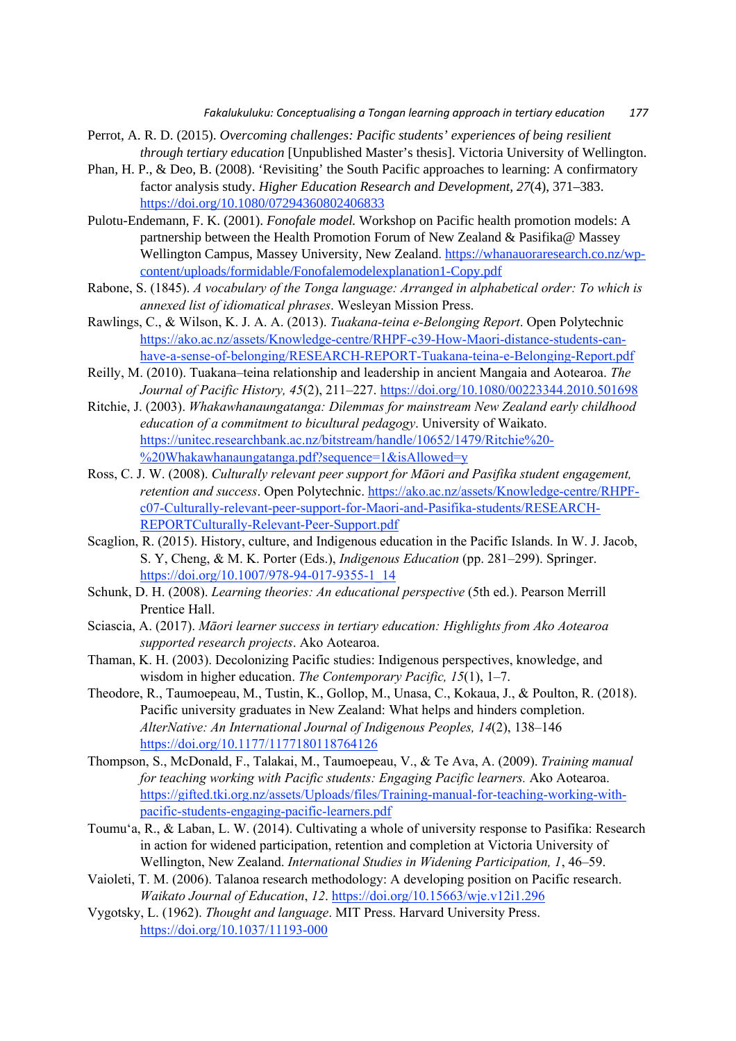Perrot, A. R. D. (2015). *Overcoming challenges: Pacific students' experiences of being resilient through tertiary education* [Unpublished Master's thesis]. Victoria University of Wellington.

Phan, H. P., & Deo, B. (2008). 'Revisiting' the South Pacific approaches to learning: A confirmatory factor analysis study. *Higher Education Research and Development, 27*(4), 371–383. https://doi.org/10.1080/07294360802406833

Pulotu-Endemann, F. K. (2001). *Fonofale model.* Workshop on Pacific health promotion models: A partnership between the Health Promotion Forum of New Zealand & Pasifika@ Massey Wellington Campus, Massey University, New Zealand. https://whanauoraresearch.co.nz/wp-content/uploads/formidable/Fonofalemodelexplanation1-Copy.pdf

Rabone, S. (1845). *A vocabulary of the Tonga language: Arranged in alphabetical order: To which is annexed list of idiomatical phrases*. Wesleyan Mission Press.

Rawlings, C., & Wilson, K. J. A. A. (2013). *Tuakana-teina e-Belonging Report*. Open Polytechnic https://ako.ac.nz/assets/Knowledge-centre/RHPF-c39-How-Maori-distance-students-can-have-a-sense-of-belonging/RESEARCH-REPORT-Tuakana-teina-e-Belonging-Report.pdf

Reilly, M. (2010). Tuakana–teina relationship and leadership in ancient Mangaia and Aotearoa. *The Journal of Pacific History, 45*(2), 211–227. https://doi.org/10.1080/00223344.2010.501698

Ritchie, J. (2003). *Whakawhanaungatanga: Dilemmas for mainstream New Zealand early childhood education of a commitment to bicultural pedagogy*. University of Waikato. https://unitec.researchbank.ac.nz/bitstream/handle/10652/1479/Ritchie%20-%20Whakawhanaungatanga.pdf?sequence=1&isAllowed=y

Ross, C. J. W. (2008). *Culturally relevant peer support for Māori and Pasifika student engagement, retention and success*. Open Polytechnic. https://ako.ac.nz/assets/Knowledge-centre/RHPF-c07-Culturally-relevant-peer-support-for-Maori-and-Pasifika-students/RESEARCH-REPORTCulturally-Relevant-Peer-Support.pdf

Scaglion, R. (2015). History, culture, and Indigenous education in the Pacific Islands. In W. J. Jacob, S. Y, Cheng, & M. K. Porter (Eds.), *Indigenous Education* (pp. 281–299). Springer. https://doi.org/10.1007/978-94-017-9355-1_14

Schunk, D. H. (2008). *Learning theories: An educational perspective* (5th ed.). Pearson Merrill Prentice Hall.

Sciascia, A. (2017). *Māori learner success in tertiary education: Highlights from Ako Aotearoa supported research projects*. Ako Aotearoa.

Thaman, K. H. (2003). Decolonizing Pacific studies: Indigenous perspectives, knowledge, and wisdom in higher education. *The Contemporary Pacific, 15*(1), 1–7.

Theodore, R., Taumoepeau, M., Tustin, K., Gollop, M., Unasa, C., Kokaua, J., & Poulton, R. (2018). Pacific university graduates in New Zealand: What helps and hinders completion. *AlterNative: An International Journal of Indigenous Peoples, 14*(2), 138–146 https://doi.org/10.1177/1177180118764126

Thompson, S., McDonald, F., Talakai, M., Taumoepeau, V., & Te Ava, A. (2009). *Training manual for teaching working with Pacific students: Engaging Pacific learners.* Ako Aotearoa. https://gifted.tki.org.nz/assets/Uploads/files/Training-manual-for-teaching-working-with-pacific-students-engaging-pacific-learners.pdf

Toumu'a, R., & Laban, L. W. (2014). Cultivating a whole of university response to Pasifika: Research in action for widened participation, retention and completion at Victoria University of Wellington, New Zealand. *International Studies in Widening Participation, 1*, 46–59.

Vaioleti, T. M. (2006). Talanoa research methodology: A developing position on Pacific research. *Waikato Journal of Education*, *12*. https://doi.org/10.15663/wje.v12i1.296

Vygotsky, L. (1962). *Thought and language*. MIT Press. Harvard University Press. https://doi.org/10.1037/11193-000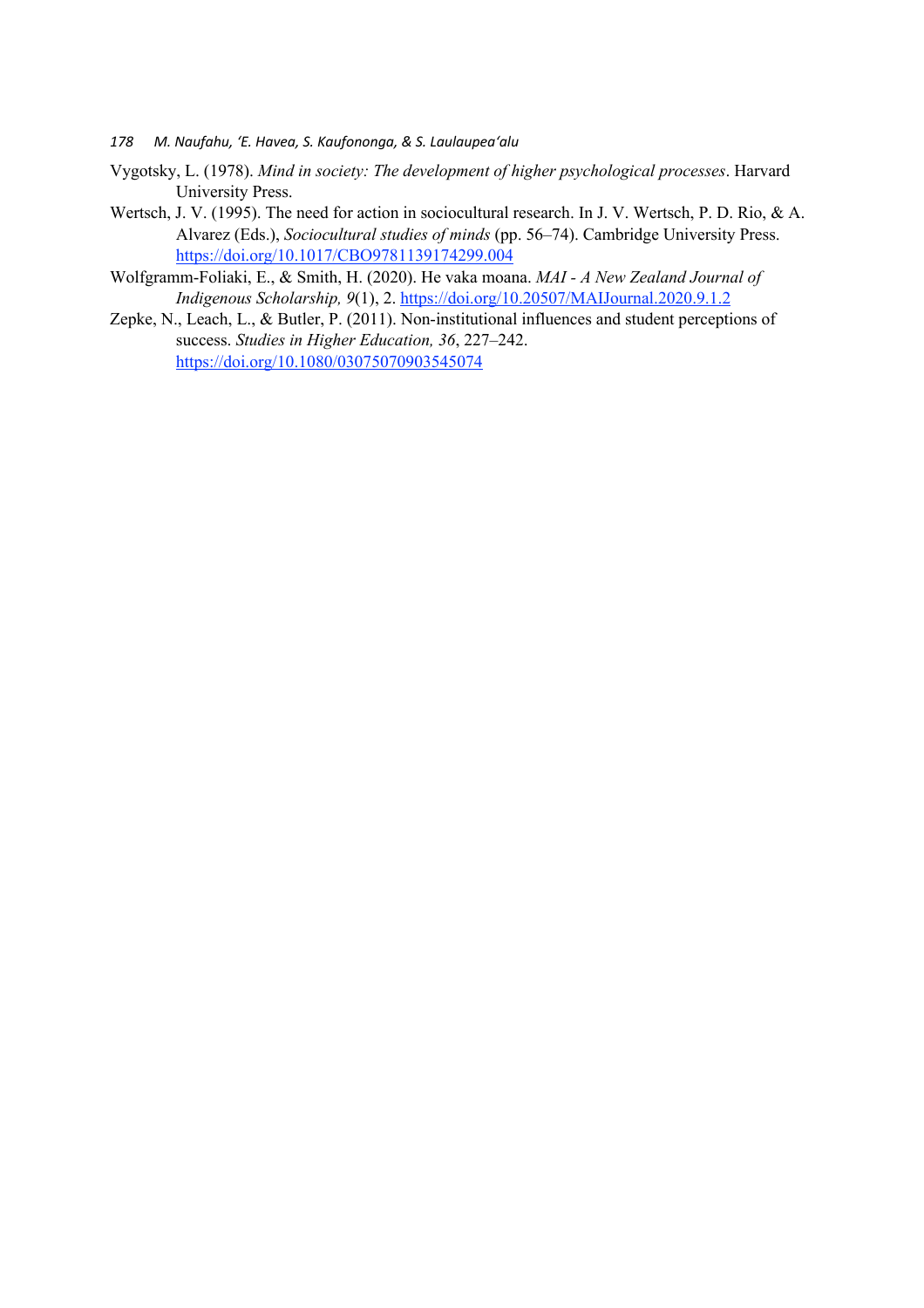Vygotsky, L. (1978). *Mind in society: The development of higher psychological processes*. Harvard University Press.

Wertsch, J. V. (1995). The need for action in sociocultural research. In J. V. Wertsch, P. D. Rio, & A. Alvarez (Eds.), *Sociocultural studies of minds* (pp. 56–74). Cambridge University Press. https://doi.org/10.1017/CBO9781139174299.004

Wolfgramm-Foliaki, E., & Smith, H. (2020). He vaka moana. *MAI - A New Zealand Journal of Indigenous Scholarship, 9*(1), 2. https://doi.org/10.20507/MAIJournal.2020.9.1.2

Zepke, N., Leach, L., & Butler, P. (2011). Non-institutional influences and student perceptions of success. *Studies in Higher Education, 36*, 227–242. https://doi.org/10.1080/03075070903545074